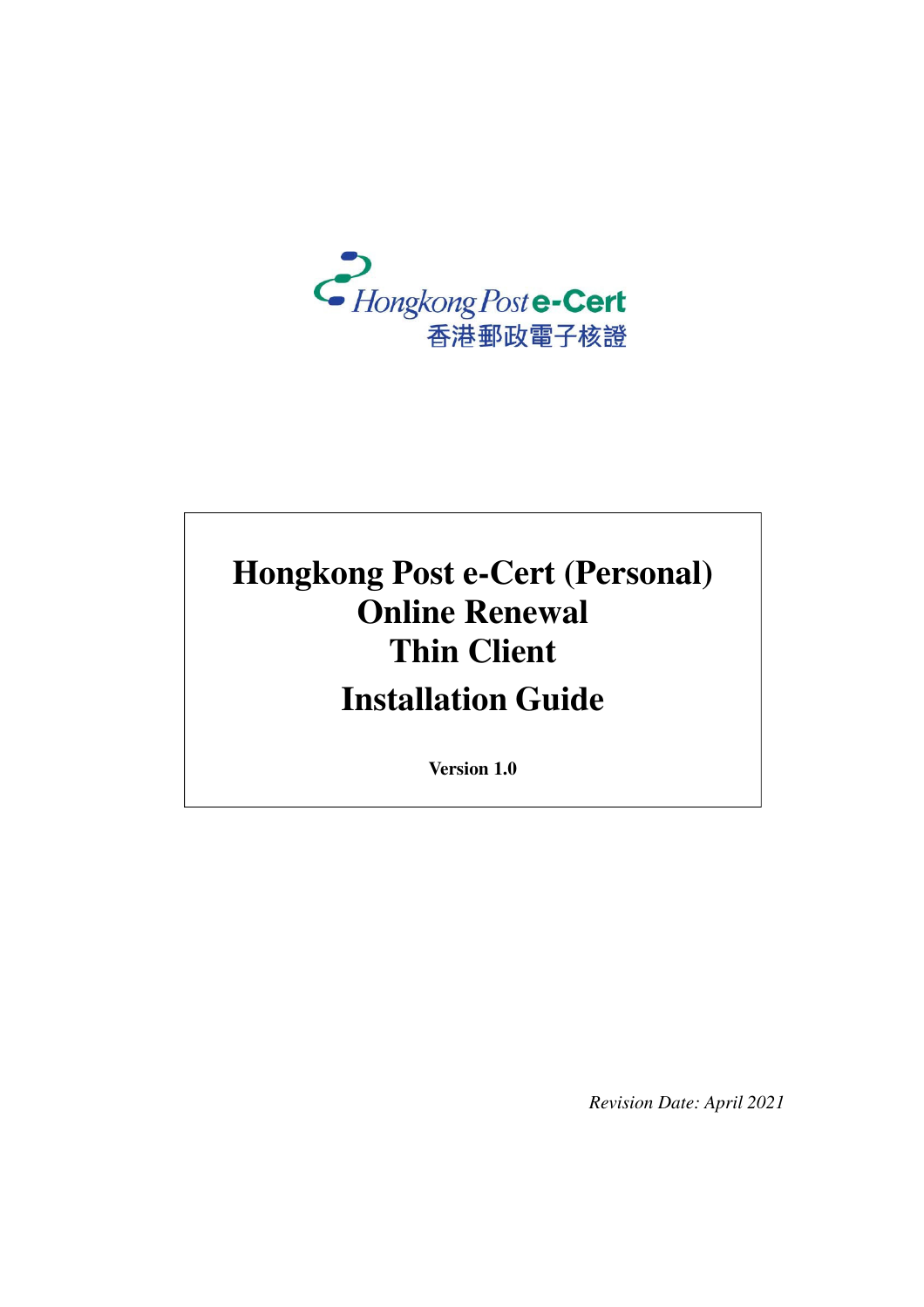Hongkong Post e-Cert
香港郵政電子核證

# Hongkong Post e-Cert (Personal) Online Renewal Thin Client Installation Guide

**Version 1.0**

*Revision Date: April 2021*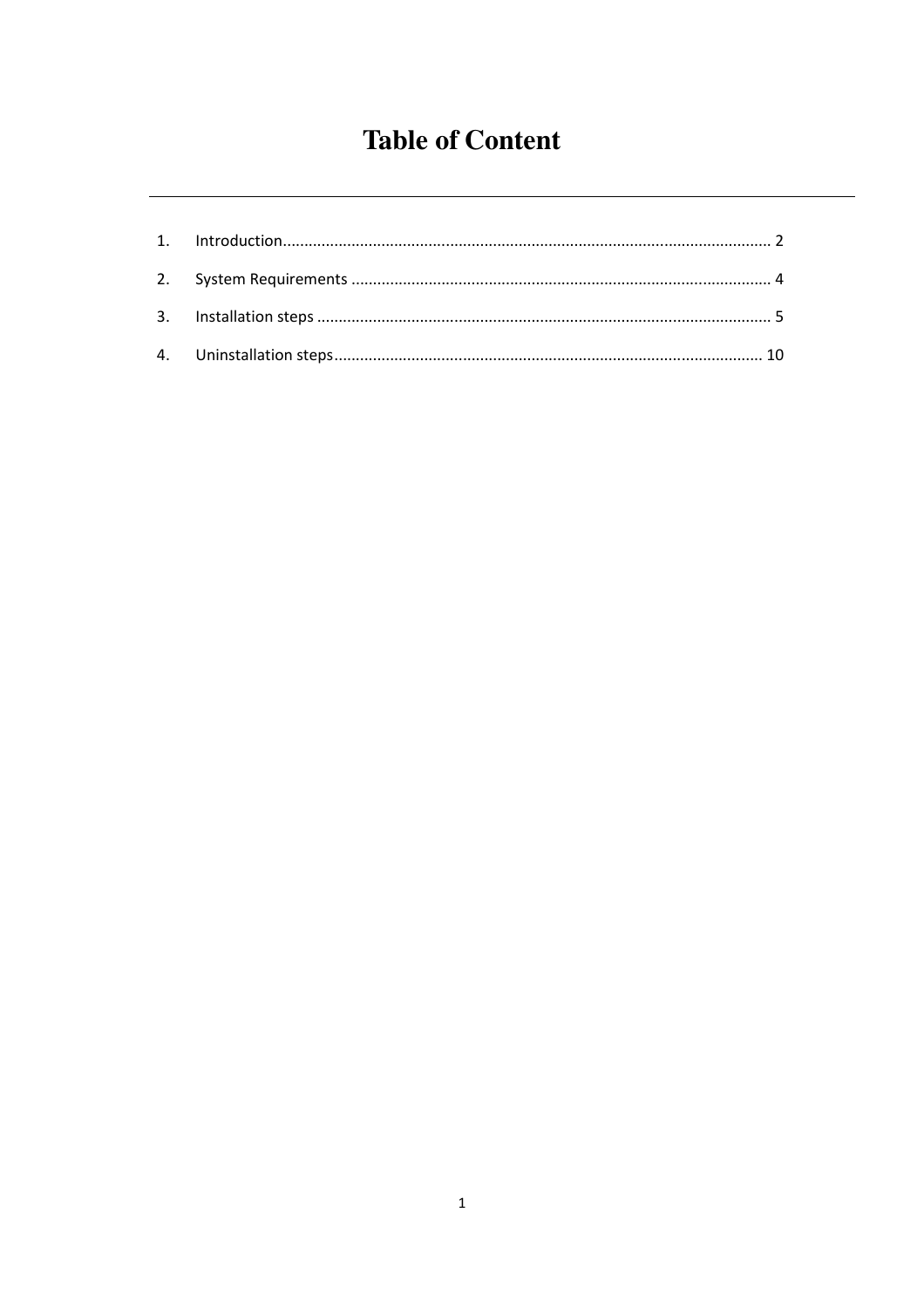# Table of Content

1. Introduction........................................................................................................... 2
2. System Requirements ............................................................................................ 4
3. Installation steps .................................................................................................... 5
4. Uninstallation steps............................................................................................... 10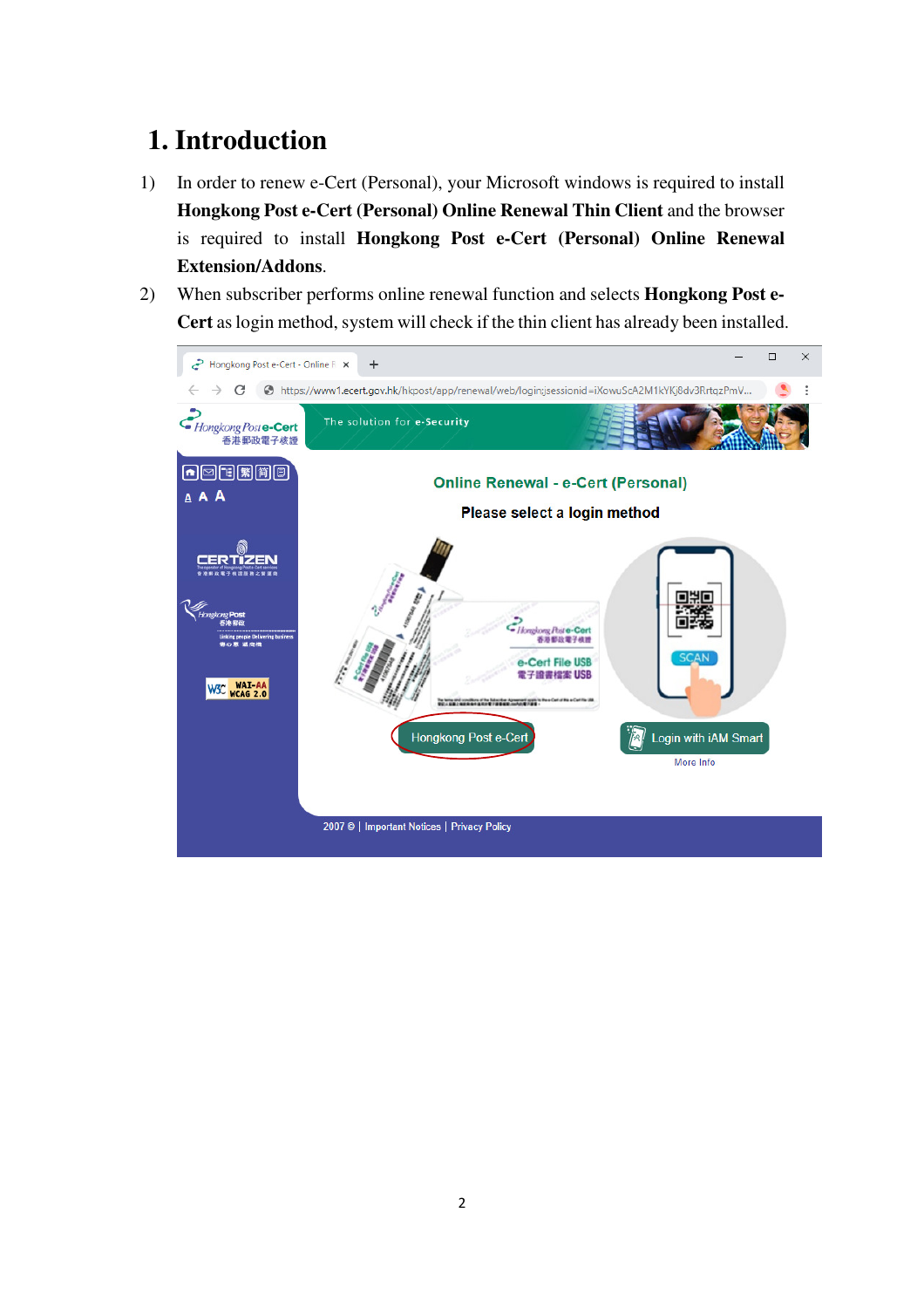# 1. Introduction

1) In order to renew e-Cert (Personal), your Microsoft windows is required to install **Hongkong Post e-Cert (Personal) Online Renewal Thin Client** and the browser is required to install **Hongkong Post e-Cert (Personal) Online Renewal Extension/Addons**.

2) When subscriber performs online renewal function and selects **Hongkong Post e-Cert** as login method, system will check if the thin client has already been installed.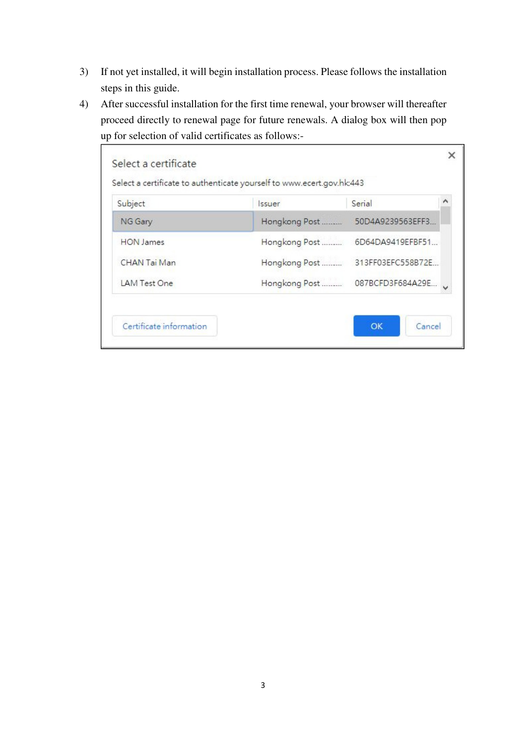3) If not yet installed, it will begin installation process. Please follows the installation steps in this guide.

4) After successful installation for the first time renewal, your browser will thereafter proceed directly to renewal page for future renewals. A dialog box will then pop up for selection of valid certificates as follows:-

Select a certificate

Select a certificate to authenticate yourself to www.ecert.gov.hk:443

| Subject | Issuer | Serial |
|---|---|---|
| NG Gary | Hongkong Post ......... | 50D4A9239563EFF3... |
| HON James | Hongkong Post ......... | 6D64DA9419EFBF51... |
| CHAN Tai Man | Hongkong Post ......... | 313FF03EFC558B72E... |
| LAM Test One | Hongkong Post ......... | 087BCFD3F684A29E... |

Certificate information | OK | Cancel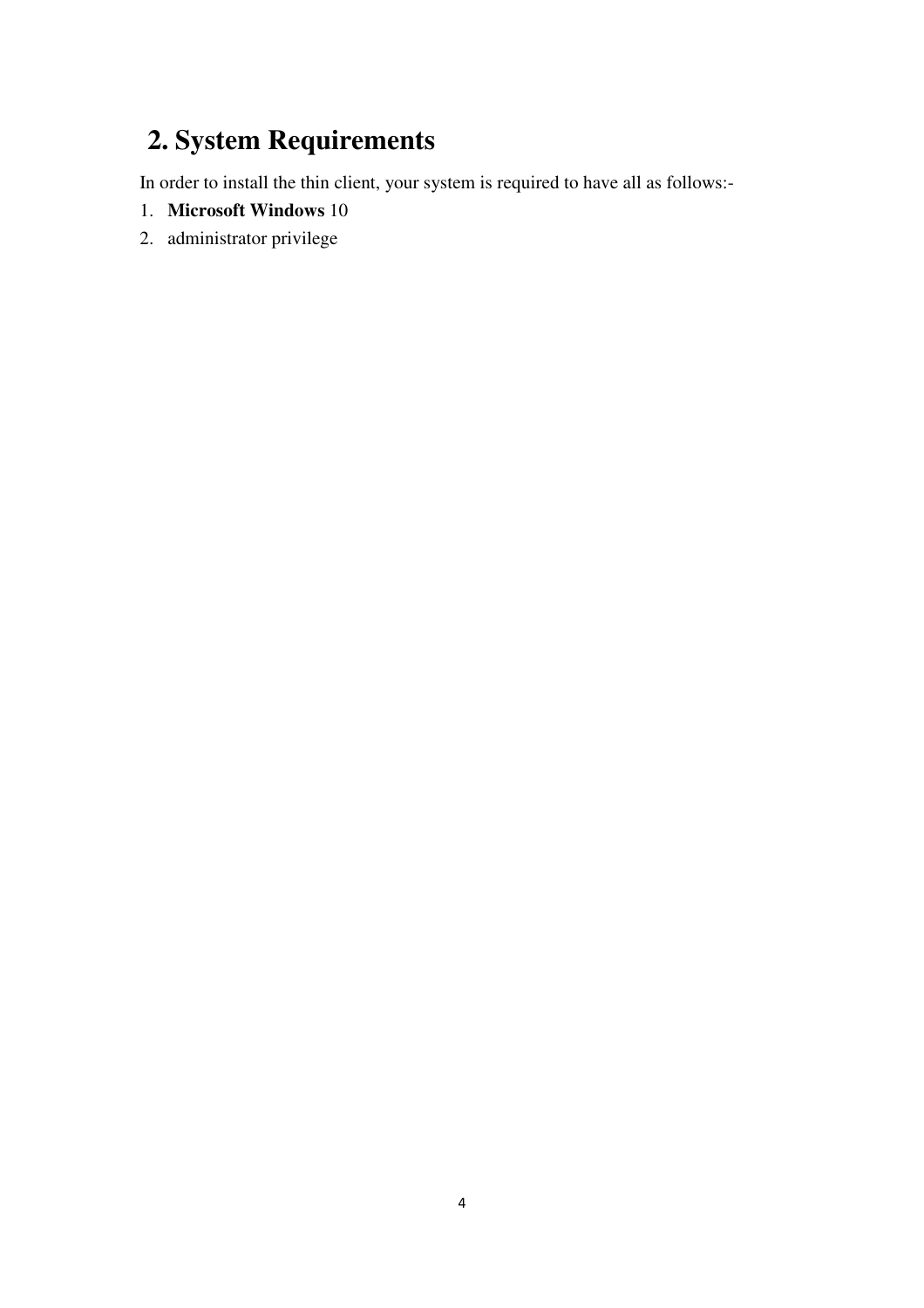# 2. System Requirements

In order to install the thin client, your system is required to have all as follows:-

1. **Microsoft Windows** 10
2. administrator privilege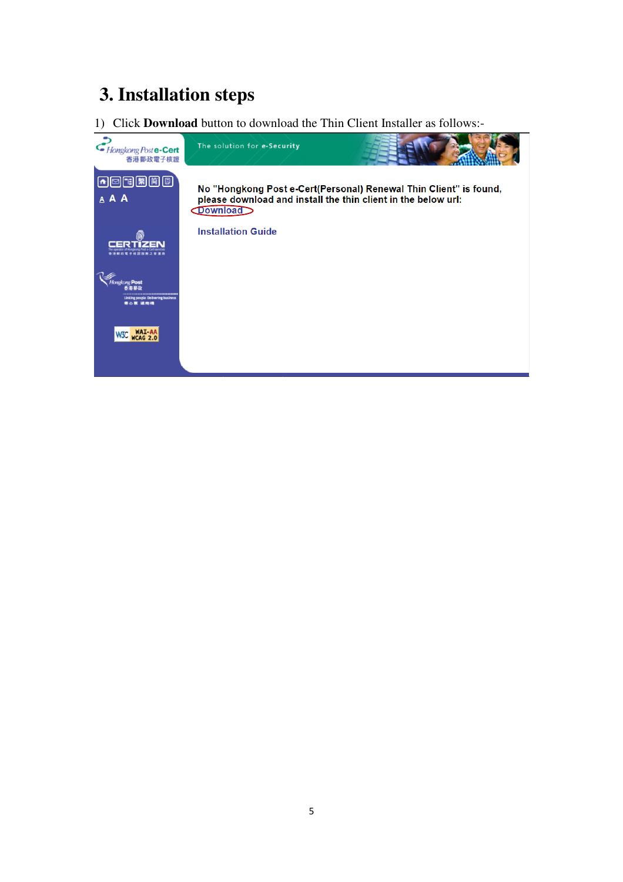# 3. Installation steps

1) Click **Download** button to download the Thin Client Installer as follows:-

Hongkong Post e-Cert 香港郵政電子核證

The solution for **e-Security**

A A A

CERTIZEN

Hongkong Post 香港郵政

No "Hongkong Post e-Cert(Personal) Renewal Thin Client" is found, please download and install the thin client in the below url:

Download

Installation Guide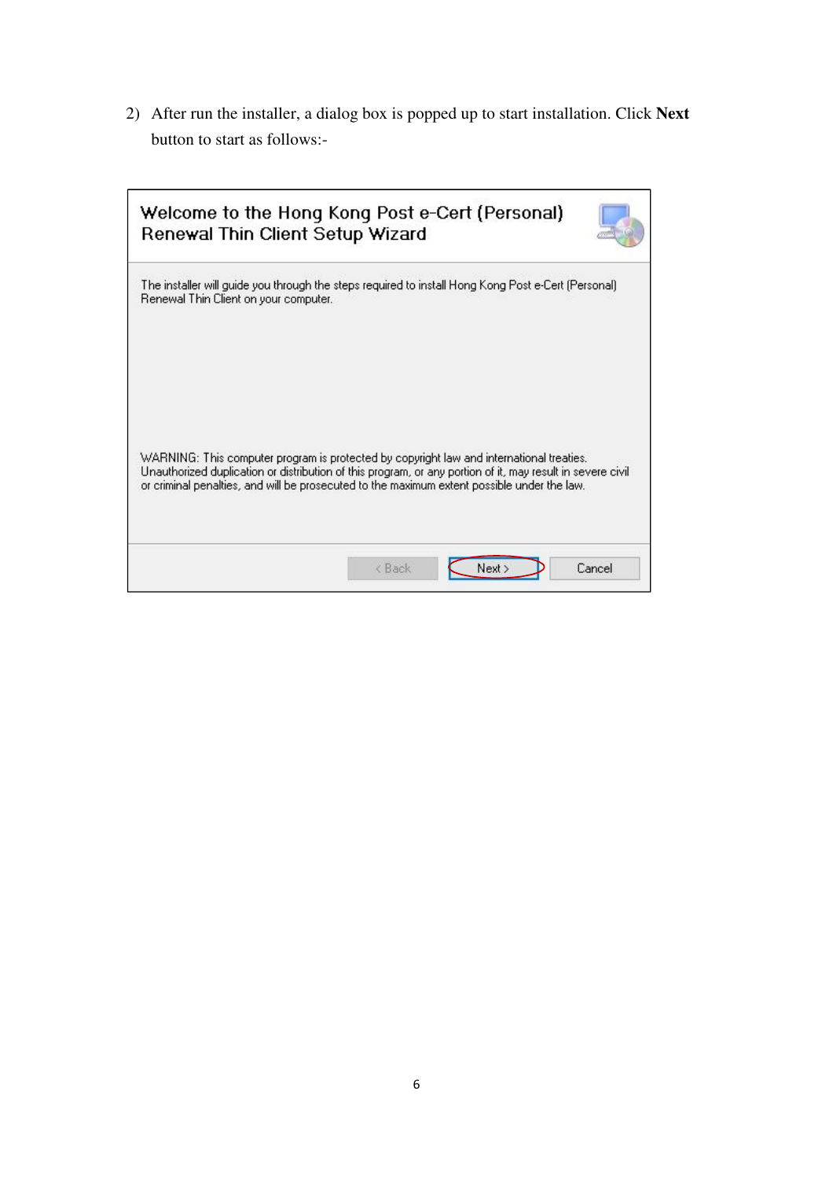2) After run the installer, a dialog box is popped up to start installation. Click **Next** button to start as follows:-

Welcome to the Hong Kong Post e-Cert (Personal) Renewal Thin Client Setup Wizard

The installer will guide you through the steps required to install Hong Kong Post e-Cert (Personal) Renewal Thin Client on your computer.

WARNING: This computer program is protected by copyright law and international treaties. Unauthorized duplication or distribution of this program, or any portion of it, may result in severe civil or criminal penalties, and will be prosecuted to the maximum extent possible under the law.

< Back | Next > | Cancel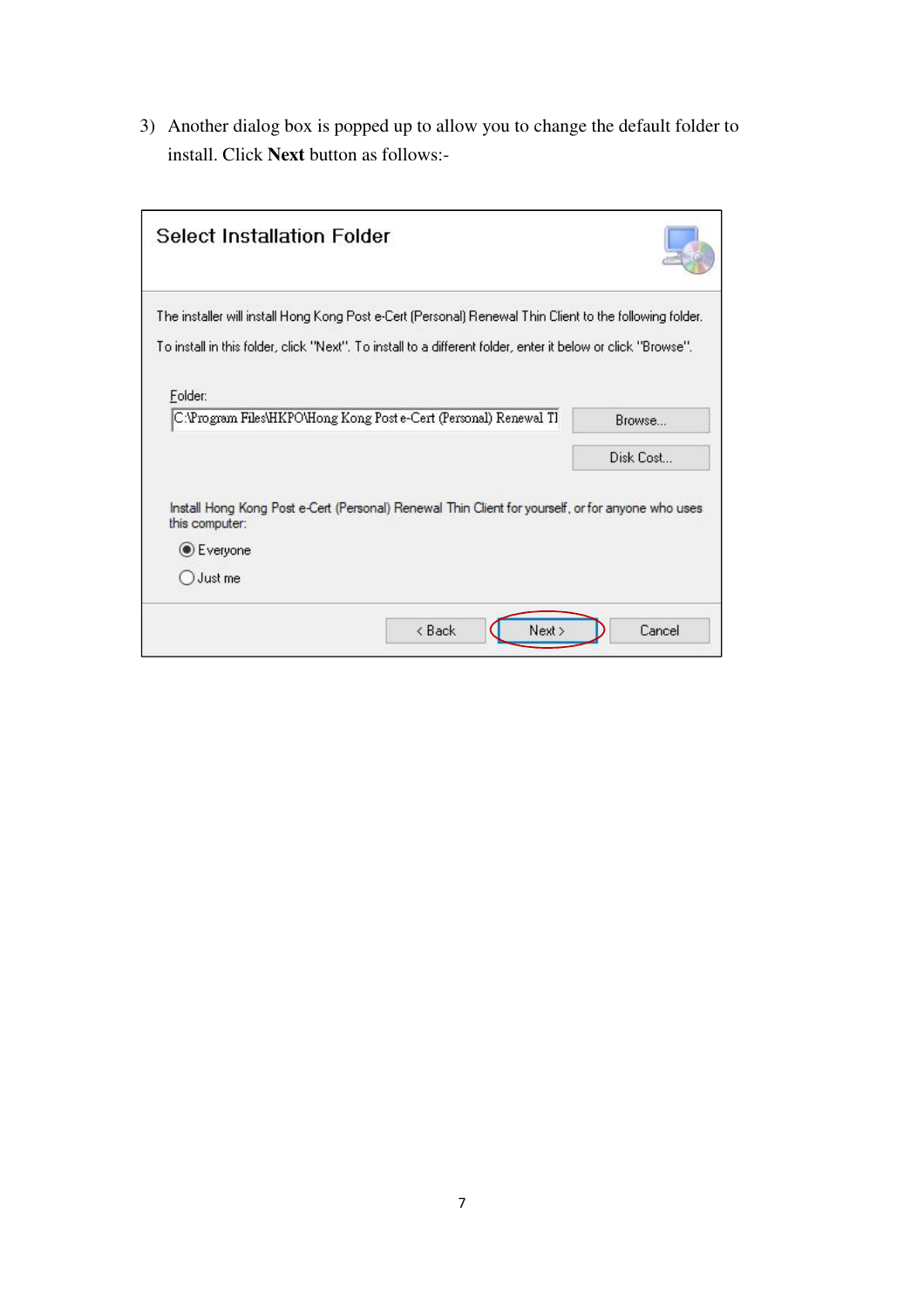3) Another dialog box is popped up to allow you to change the default folder to install. Click **Next** button as follows:-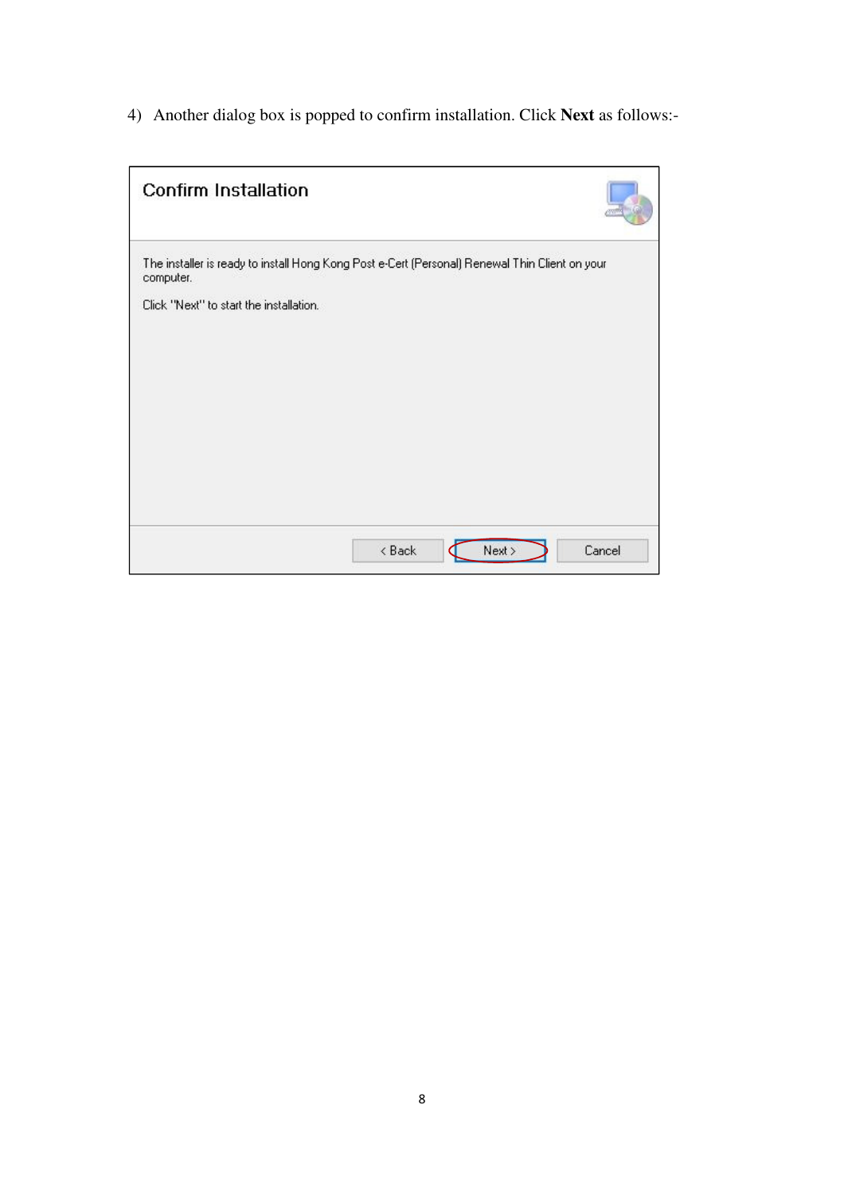4) Another dialog box is popped to confirm installation. Click **Next** as follows:-

Confirm Installation

The installer is ready to install Hong Kong Post e-Cert (Personal) Renewal Thin Client on your computer.

Click "Next" to start the installation.

< Back | Next > | Cancel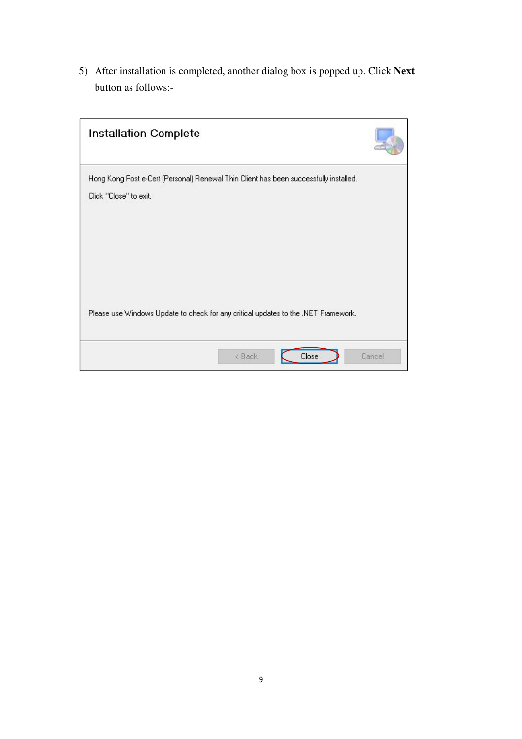5) After installation is completed, another dialog box is popped up. Click **Next** button as follows:-

**Installation Complete**

Hong Kong Post e-Cert (Personal) Renewal Thin Client has been successfully installed.

Click "Close" to exit.

Please use Windows Update to check for any critical updates to the .NET Framework.

< Back | Close | Cancel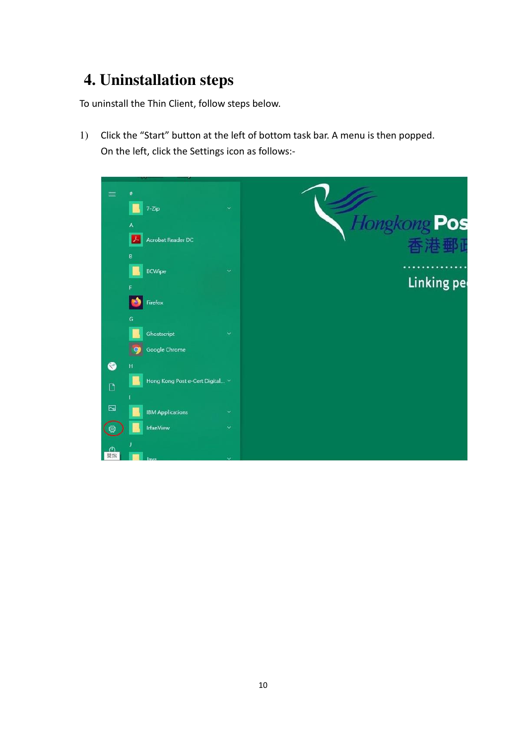# 4. Uninstallation steps

To uninstall the Thin Client, follow steps below.

1) Click the "Start" button at the left of bottom task bar. A menu is then popped. On the left, click the Settings icon as follows:-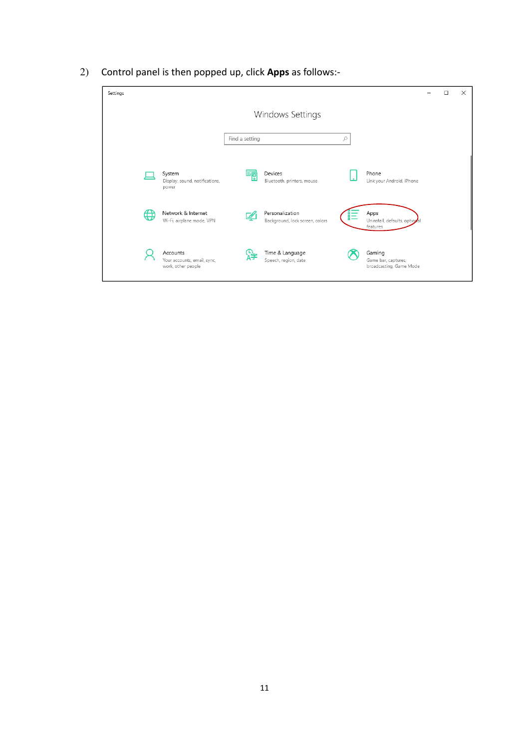2) Control panel is then popped up, click **Apps** as follows:-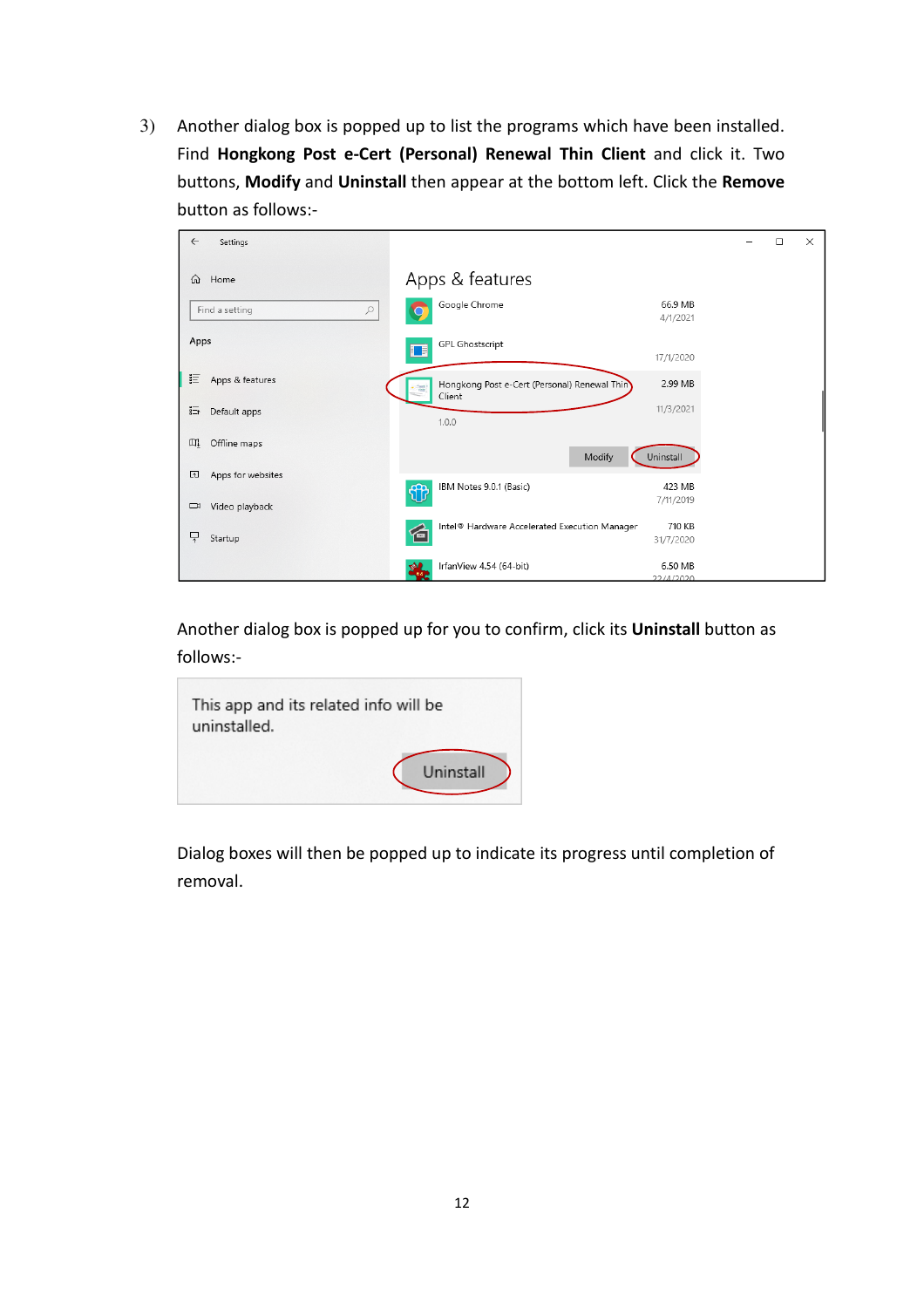3) Another dialog box is popped up to list the programs which have been installed. Find **Hongkong Post e-Cert (Personal) Renewal Thin Client** and click it. Two buttons, **Modify** and **Uninstall** then appear at the bottom left. Click the **Remove** button as follows:-

Another dialog box is popped up for you to confirm, click its **Uninstall** button as follows:-

Dialog boxes will then be popped up to indicate its progress until completion of removal.